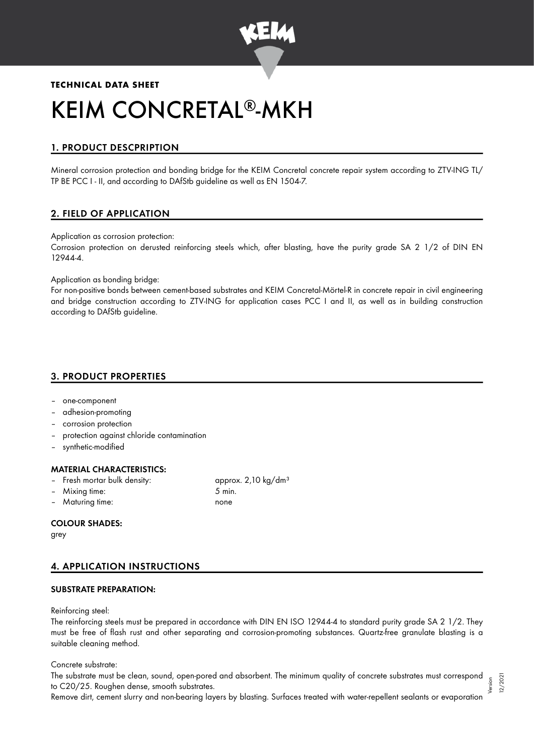**TECHNICAL DATA SHEET**

# KEIM CONCRETAL®-MKH

## 1. PRODUCT DESCPRIPTION

Mineral corrosion protection and bonding bridge for the KEIM Concretal concrete repair system according to ZTV-ING TL/ TP BE PCC I - II, and according to DAfStb guideline as well as EN 1504-7.

## 2. FIELD OF APPLICATION

Application as corrosion protection:
Corrosion protection on derusted reinforcing steels which, after blasting, have the purity grade SA 2 1/2 of DIN EN 12944-4.

Application as bonding bridge:
For non-positive bonds between cement-based substrates and KEIM Concretal-Mörtel-R in concrete repair in civil engineering and bridge construction according to ZTV-ING for application cases PCC I and II, as well as in building construction according to DAfStb guideline.

## 3. PRODUCT PROPERTIES

- one-component
- adhesion-promoting
- corrosion protection
- protection against chloride contamination
- synthetic-modified

### MATERIAL CHARACTERISTICS:

- Fresh mortar bulk density: approx. 2,10 kg/dm³
- Mixing time: 5 min.
- Maturing time: none

### COLOUR SHADES:

grey

## 4. APPLICATION INSTRUCTIONS

### SUBSTRATE PREPARATION:

Reinforcing steel:
The reinforcing steels must be prepared in accordance with DIN EN ISO 12944-4 to standard purity grade SA 2 1/2. They must be free of flash rust and other separating and corrosion-promoting substances. Quartz-free granulate blasting is a suitable cleaning method.

Concrete substrate:
The substrate must be clean, sound, open-pored and absorbent. The minimum quality of concrete substrates must correspond to C20/25. Roughen dense, smooth substrates.
Remove dirt, cement slurry and non-bearing layers by blasting. Surfaces treated with water-repellent sealants or evaporation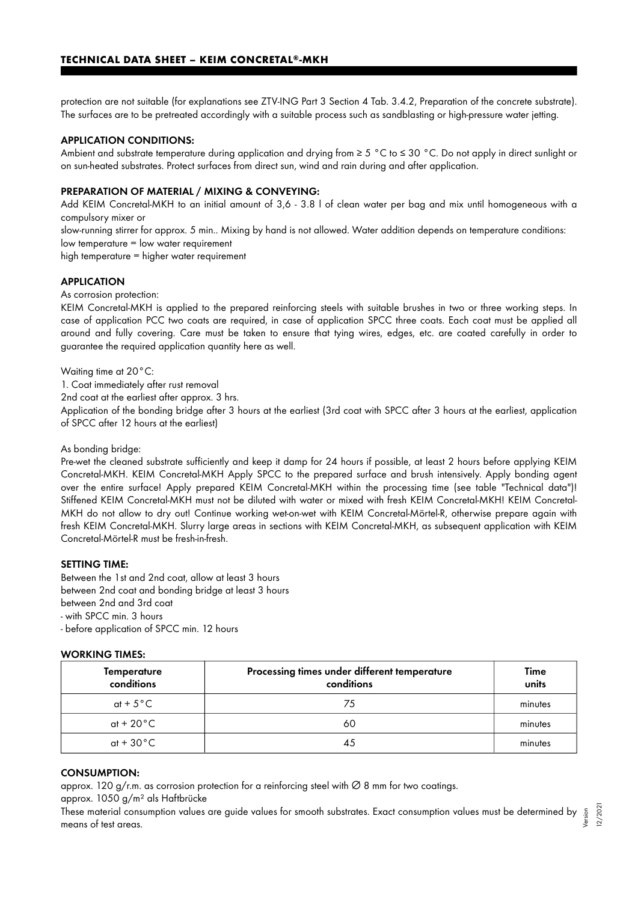protection are not suitable (for explanations see ZTV-ING Part 3 Section 4 Tab. 3.4.2, Preparation of the concrete substrate). The surfaces are to be pretreated accordingly with a suitable process such as sandblasting or high-pressure water jetting.

## APPLICATION CONDITIONS:

Ambient and substrate temperature during application and drying from ≥ 5 °C to ≤ 30 °C. Do not apply in direct sunlight or on sun-heated substrates. Protect surfaces from direct sun, wind and rain during and after application.

## PREPARATION OF MATERIAL / MIXING & CONVEYING:

Add KEIM Concretal-MKH to an initial amount of 3,6 - 3.8 l of clean water per bag and mix until homogeneous with a compulsory mixer or
slow-running stirrer for approx. 5 min.. Mixing by hand is not allowed. Water addition depends on temperature conditions:
low temperature = low water requirement
high temperature = higher water requirement

## APPLICATION

As corrosion protection:

KEIM Concretal-MKH is applied to the prepared reinforcing steels with suitable brushes in two or three working steps. In case of application PCC two coats are required, in case of application SPCC three coats. Each coat must be applied all around and fully covering. Care must be taken to ensure that tying wires, edges, etc. are coated carefully in order to guarantee the required application quantity here as well.

Waiting time at 20°C:
1. Coat immediately after rust removal
2nd coat at the earliest after approx. 3 hrs.
Application of the bonding bridge after 3 hours at the earliest (3rd coat with SPCC after 3 hours at the earliest, application of SPCC after 12 hours at the earliest)

As bonding bridge:

Pre-wet the cleaned substrate sufficiently and keep it damp for 24 hours if possible, at least 2 hours before applying KEIM Concretal-MKH. KEIM Concretal-MKH Apply SPCC to the prepared surface and brush intensively. Apply bonding agent over the entire surface! Apply prepared KEIM Concretal-MKH within the processing time (see table "Technical data")! Stiffened KEIM Concretal-MKH must not be diluted with water or mixed with fresh KEIM Concretal-MKH! KEIM Concretal-MKH do not allow to dry out! Continue working wet-on-wet with KEIM Concretal-Mörtel-R, otherwise prepare again with fresh KEIM Concretal-MKH. Slurry large areas in sections with KEIM Concretal-MKH, as subsequent application with KEIM Concretal-Mörtel-R must be fresh-in-fresh.

## SETTING TIME:

Between the 1st and 2nd coat, allow at least 3 hours
between 2nd coat and bonding bridge at least 3 hours
between 2nd and 3rd coat
- with SPCC min. 3 hours
- before application of SPCC min. 12 hours

## WORKING TIMES:

| Temperature conditions | Processing times under different temperature conditions | Time units |
|---|---|---|
| at + 5°C | 75 | minutes |
| at + 20°C | 60 | minutes |
| at + 30°C | 45 | minutes |

## CONSUMPTION:

approx. 120 g/r.m. as corrosion protection for a reinforcing steel with ∅ 8 mm for two coatings.
approx. 1050 g/m² als Haftbrücke
These material consumption values are guide values for smooth substrates. Exact consumption values must be determined by means of test areas.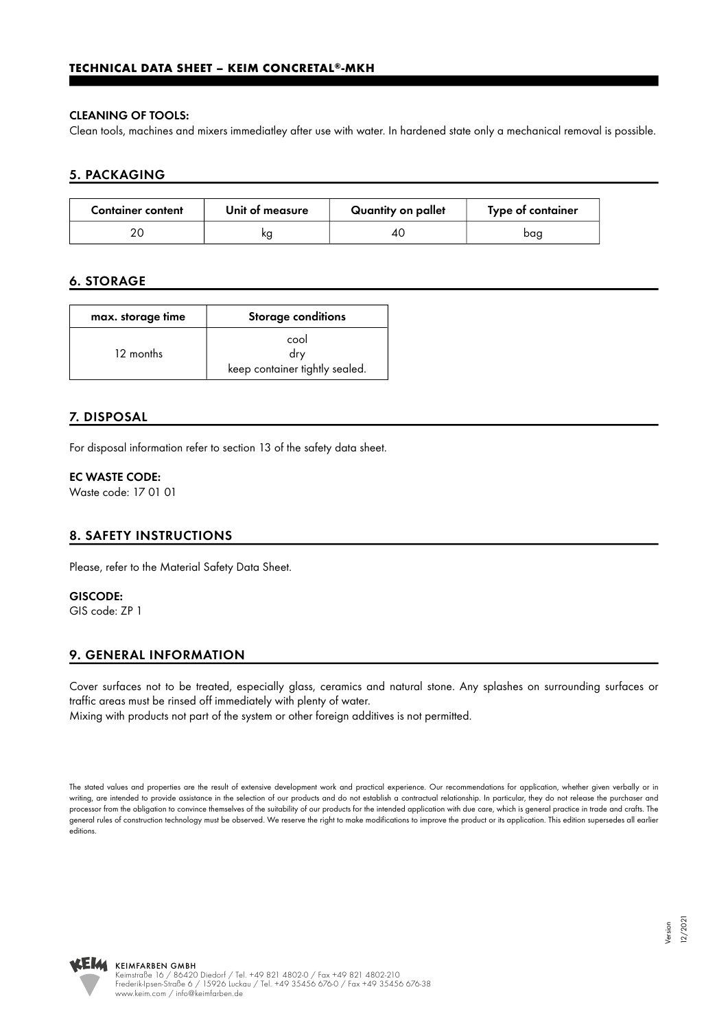#### CLEANING OF TOOLS:

Clean tools, machines and mixers immediatley after use with water. In hardened state only a mechanical removal is possible.

## 5. PACKAGING

| Container content | Unit of measure | Quantity on pallet | Type of container |
|---|---|---|---|
| 20 | kg | 40 | bag |

## 6. STORAGE

| max. storage time | Storage conditions |
|---|---|
| 12 months | cool<br>dry<br>keep container tightly sealed. |

## 7. DISPOSAL

For disposal information refer to section 13 of the safety data sheet.

#### EC WASTE CODE:

Waste code: 17 01 01

## 8. SAFETY INSTRUCTIONS

Please, refer to the Material Safety Data Sheet.

#### GISCODE:

GIS code: ZP 1

## 9. GENERAL INFORMATION

Cover surfaces not to be treated, especially glass, ceramics and natural stone. Any splashes on surrounding surfaces or traffic areas must be rinsed off immediately with plenty of water.
Mixing with products not part of the system or other foreign additives is not permitted.

The stated values and properties are the result of extensive development work and practical experience. Our recommendations for application, whether given verbally or in writing, are intended to provide assistance in the selection of our products and do not establish a contractual relationship. In particular, they do not release the purchaser and processor from the obligation to convince themselves of the suitability of our products for the intended application with due care, which is general practice in trade and crafts. The general rules of construction technology must be observed. We reserve the right to make modifications to improve the product or its application. This edition supersedes all earlier editions.

Version 12/2021

**KEIMFARBEN GMBH**
Keimstraße 16 / 86420 Diedorf / Tel. +49 821 4802-0 / Fax +49 821 4802-210
Frederik-Ipsen-Straße 6 / 15926 Luckau / Tel. +49 35456 676-0 / Fax +49 35456 676-38
www.keim.com / info@keimfarben.de